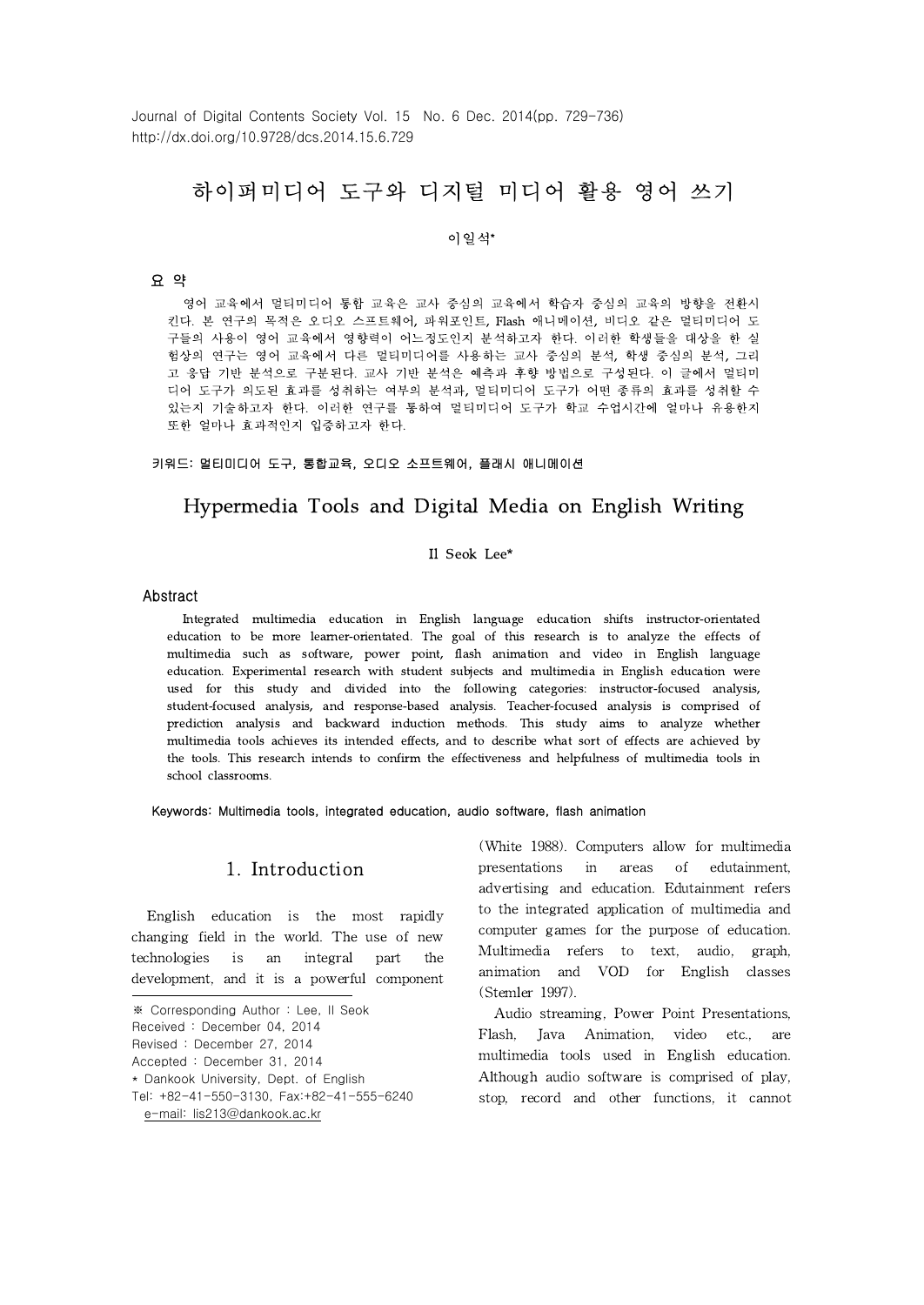# 하이퍼미디어 도구와 디지털 미디어 활용 영어 쓰기

이일석*

## 요 약

영어 교육에서 멀티미디어 통합 교육은 교사 중심의 교육에서 학습자 중심의 교육의 방향을 전환시킨다. 본 연구의 목적은 오디오 스프트웨어, 파워포인트, Flash 애니메이션, 비디오 같은 멀티미디어 도구들의 사용이 영어 교육에서 영향력이 어느정도인지 분석하고자 한다. 이러한 학생들을 대상을 한 실험상의 연구는 영어 교육에서 다른 멀티미디어를 사용하는 교사 중심의 분석, 학생 중심의 분석, 그리고 응답 기반 분석으로 구분된다. 교사 기반 분석은 예측과 후향 방법으로 구성된다. 이 글에서 멀티미디어 도구가 의도된 효과를 성취하는 여부의 분석과, 멀티미디어 도구가 어떤 종류의 효과를 성취할 수 있는지 기술하고자 한다. 이러한 연구를 통하여 멀티미디어 도구가 학교 수업시간에 얼마나 유용한지 또한 얼마나 효과적인지 입증하고자 한다.

**키워드: 멀티미디어 도구, 통합교육, 오디오 소프트웨어, 플래시 애니메이션**

# Hypermedia Tools and Digital Media on English Writing

Il Seok Lee*

## Abstract

Integrated multimedia education in English language education shifts instructor-orientated education to be more learner-orientated. The goal of this research is to analyze the effects of multimedia such as software, power point, flash animation and video in English language education. Experimental research with student subjects and multimedia in English education were used for this study and divided into the following categories: instructor-focused analysis, student-focused analysis, and response-based analysis. Teacher-focused analysis is comprised of prediction analysis and backward induction methods. This study aims to analyze whether multimedia tools achieves its intended effects, and to describe what sort of effects are achieved by the tools. This research intends to confirm the effectiveness and helpfulness of multimedia tools in school classrooms.

**Keywords: Multimedia tools, integrated education, audio software, flash animation**

## 1. Introduction

English education is the most rapidly changing field in the world. The use of new technologies is an integral part the development, and it is a powerful component (White 1988). Computers allow for multimedia presentations in areas of edutainment, advertising and education. Edutainment refers to the integrated application of multimedia and computer games for the purpose of education. Multimedia refers to text, audio, graph, animation and VOD for English classes (Stemler 1997).

Audio streaming, Power Point Presentations, Flash, Java Animation, video etc., are multimedia tools used in English education. Although audio software is comprised of play, stop, record and other functions, it cannot

---

※ Corresponding Author : Lee, Il Seok  
Received : December 04, 2014  
Revised : December 27, 2014  
Accepted : December 31, 2014  
* Dankook University, Dept. of English  
Tel: +82-41-550-3130, Fax:+82-41-555-6240  
e-mail: lis213@dankook.ac.kr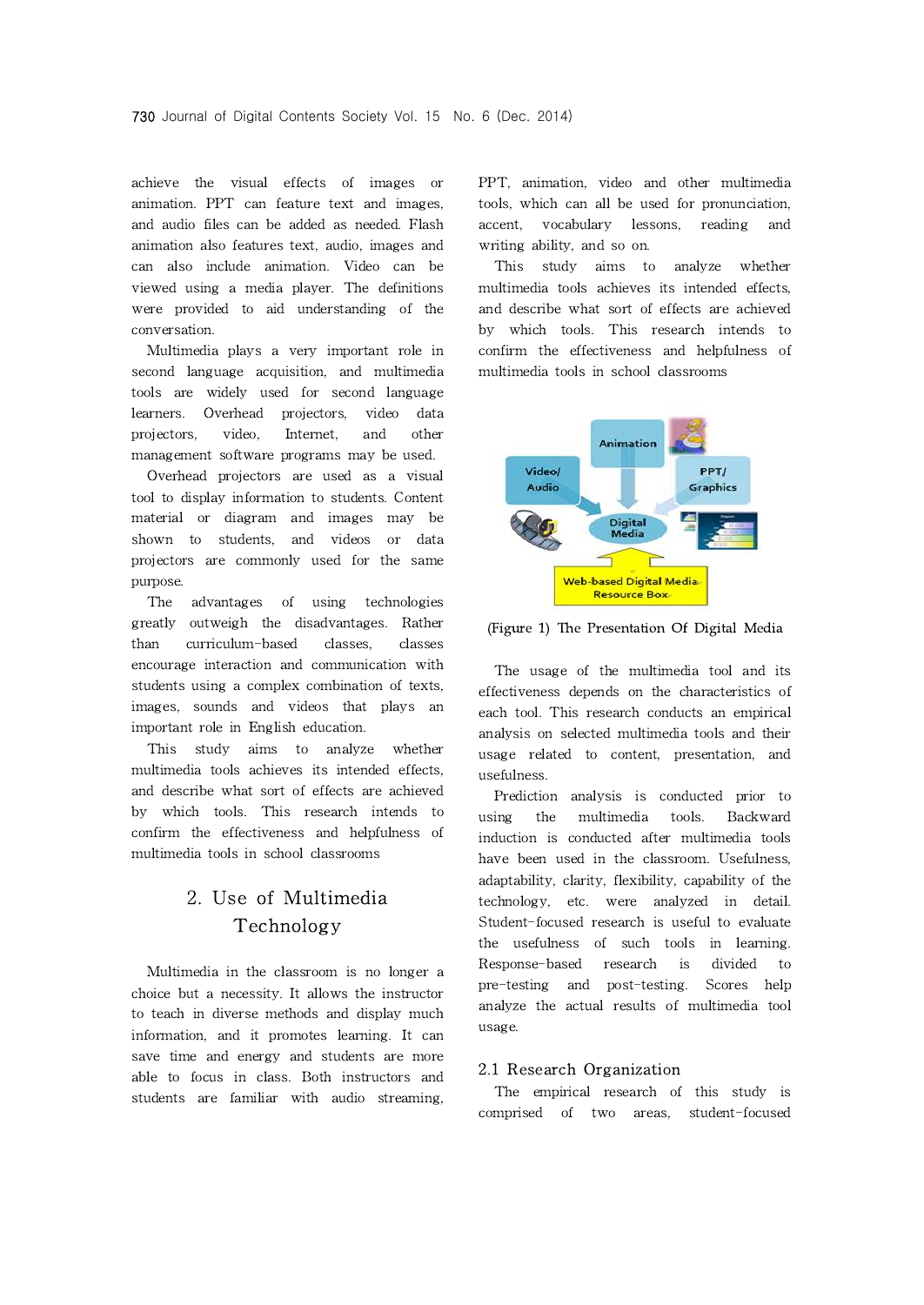achieve the visual effects of images or animation. PPT can feature text and images, and audio files can be added as needed. Flash animation also features text, audio, images and can also include animation. Video can be viewed using a media player. The definitions were provided to aid understanding of the conversation.

Multimedia plays a very important role in second language acquisition, and multimedia tools are widely used for second language learners. Overhead projectors, video data projectors, video, Internet, and other management software programs may be used.

Overhead projectors are used as a visual tool to display information to students. Content material or diagram and images may be shown to students, and videos or data projectors are commonly used for the same purpose.

The advantages of using technologies greatly outweigh the disadvantages. Rather than curriculum-based classes, classes encourage interaction and communication with students using a complex combination of texts, images, sounds and videos that plays an important role in English education.

This study aims to analyze whether multimedia tools achieves its intended effects, and describe what sort of effects are achieved by which tools. This research intends to confirm the effectiveness and helpfulness of multimedia tools in school classrooms

## 2. Use of Multimedia Technology

Multimedia in the classroom is no longer a choice but a necessity. It allows the instructor to teach in diverse methods and display much information, and it promotes learning. It can save time and energy and students are more able to focus in class. Both instructors and students are familiar with audio streaming, PPT, animation, video and other multimedia tools, which can all be used for pronunciation, accent, vocabulary lessons, reading and writing ability, and so on.

This study aims to analyze whether multimedia tools achieves its intended effects, and describe what sort of effects are achieved by which tools. This research intends to confirm the effectiveness and helpfulness of multimedia tools in school classrooms

(Figure 1) The Presentation Of Digital Media

The usage of the multimedia tool and its effectiveness depends on the characteristics of each tool. This research conducts an empirical analysis on selected multimedia tools and their usage related to content, presentation, and usefulness.

Prediction analysis is conducted prior to using the multimedia tools. Backward induction is conducted after multimedia tools have been used in the classroom. Usefulness, adaptability, clarity, flexibility, capability of the technology, etc. were analyzed in detail. Student-focused research is useful to evaluate the usefulness of such tools in learning. Response-based research is divided to pre-testing and post-testing. Scores help analyze the actual results of multimedia tool usage.

### 2.1 Research Organization

The empirical research of this study is comprised of two areas, student-focused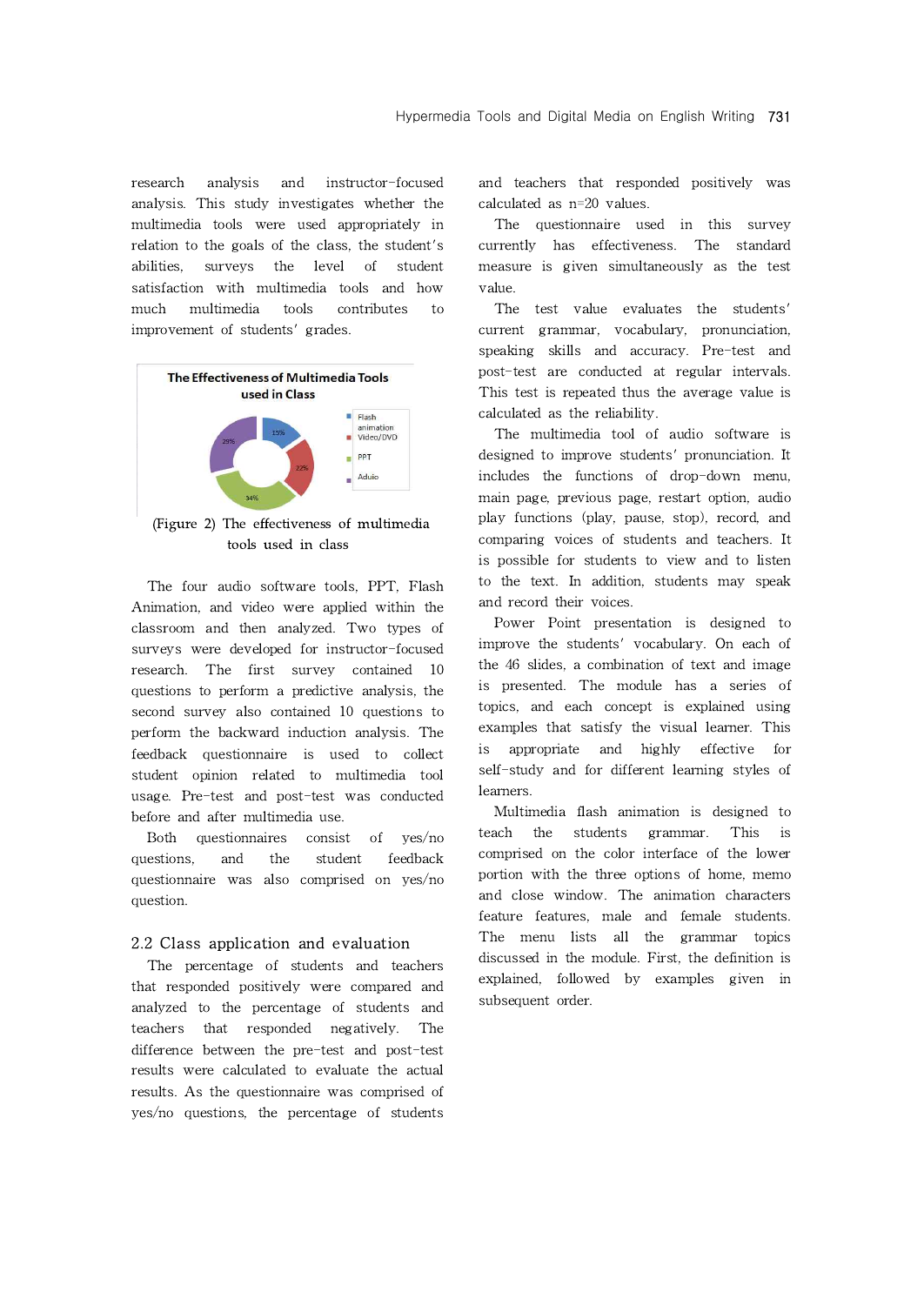research analysis and instructor-focused analysis. This study investigates whether the multimedia tools were used appropriately in relation to the goals of the class, the student's abilities, surveys the level of student satisfaction with multimedia tools and how much multimedia tools contributes to improvement of students' grades.

(Figure 2) The effectiveness of multimedia tools used in class

The four audio software tools, PPT, Flash Animation, and video were applied within the classroom and then analyzed. Two types of surveys were developed for instructor-focused research. The first survey contained 10 questions to perform a predictive analysis, the second survey also contained 10 questions to perform the backward induction analysis. The feedback questionnaire is used to collect student opinion related to multimedia tool usage. Pre-test and post-test was conducted before and after multimedia use.

Both questionnaires consist of yes/no questions, and the student feedback questionnaire was also comprised on yes/no question.

## 2.2 Class application and evaluation

The percentage of students and teachers that responded positively were compared and analyzed to the percentage of students and teachers that responded negatively. The difference between the pre-test and post-test results were calculated to evaluate the actual results. As the questionnaire was comprised of yes/no questions, the percentage of students and teachers that responded positively was calculated as n=20 values.

The questionnaire used in this survey currently has effectiveness. The standard measure is given simultaneously as the test value.

The test value evaluates the students' current grammar, vocabulary, pronunciation, speaking skills and accuracy. Pre-test and post-test are conducted at regular intervals. This test is repeated thus the average value is calculated as the reliability.

The multimedia tool of audio software is designed to improve students' pronunciation. It includes the functions of drop-down menu, main page, previous page, restart option, audio play functions (play, pause, stop), record, and comparing voices of students and teachers. It is possible for students to view and to listen to the text. In addition, students may speak and record their voices.

Power Point presentation is designed to improve the students' vocabulary. On each of the 46 slides, a combination of text and image is presented. The module has a series of topics, and each concept is explained using examples that satisfy the visual learner. This is appropriate and highly effective for self-study and for different learning styles of learners.

Multimedia flash animation is designed to teach the students grammar. This is comprised on the color interface of the lower portion with the three options of home, memo and close window. The animation characters feature features, male and female students. The menu lists all the grammar topics discussed in the module. First, the definition is explained, followed by examples given in subsequent order.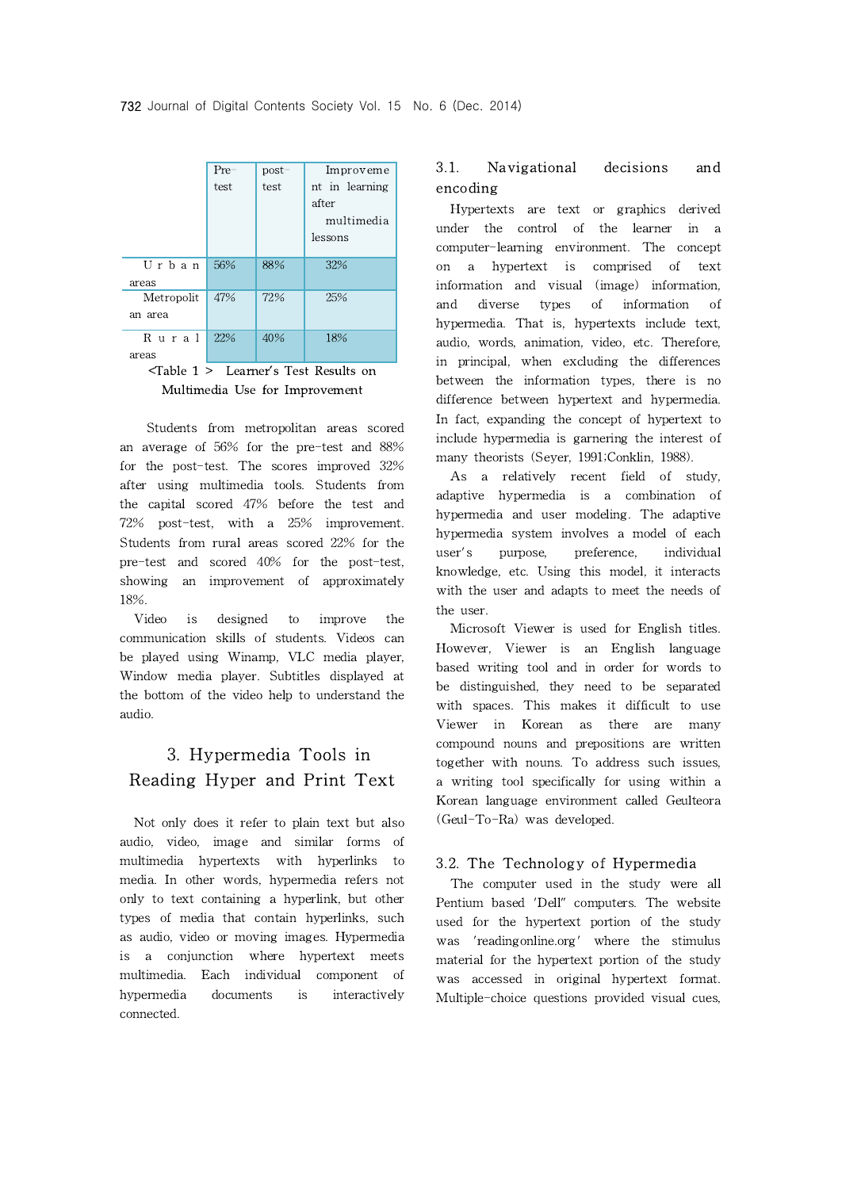| | Pre-test | post-test | Improvement in learning after multimedia lessons |
|---|---|---|---|
| Urban areas | 56% | 88% | 32% |
| Metropolitan area | 47% | 72% | 25% |
| Rural areas | 22% | 40% | 18% |

<Table 1 > Learner's Test Results on Multimedia Use for Improvement

Students from metropolitan areas scored an average of 56% for the pre-test and 88% for the post-test. The scores improved 32% after using multimedia tools. Students from the capital scored 47% before the test and 72% post-test, with a 25% improvement. Students from rural areas scored 22% for the pre-test and scored 40% for the post-test, showing an improvement of approximately 18%.

Video is designed to improve the communication skills of students. Videos can be played using Winamp, VLC media player, Window media player. Subtitles displayed at the bottom of the video help to understand the audio.

## 3. Hypermedia Tools in Reading Hyper and Print Text

Not only does it refer to plain text but also audio, video, image and similar forms of multimedia hypertexts with hyperlinks to media. In other words, hypermedia refers not only to text containing a hyperlink, but other types of media that contain hyperlinks, such as audio, video or moving images. Hypermedia is a conjunction where hypertext meets multimedia. Each individual component of hypermedia documents is interactively connected.

### 3.1. Navigational decisions and encoding

Hypertexts are text or graphics derived under the control of the learner in a computer-learning environment. The concept on a hypertext is comprised of text information and visual (image) information, and diverse types of information of hypermedia. That is, hypertexts include text, audio, words, animation, video, etc. Therefore, in principal, when excluding the differences between the information types, there is no difference between hypertext and hypermedia. In fact, expanding the concept of hypertext to include hypermedia is garnering the interest of many theorists (Seyer, 1991;Conklin, 1988).

As a relatively recent field of study, adaptive hypermedia is a combination of hypermedia and user modeling. The adaptive hypermedia system involves a model of each user's purpose, preference, individual knowledge, etc. Using this model, it interacts with the user and adapts to meet the needs of the user.

Microsoft Viewer is used for English titles. However, Viewer is an English language based writing tool and in order for words to be distinguished, they need to be separated with spaces. This makes it difficult to use Viewer in Korean as there are many compound nouns and prepositions are written together with nouns. To address such issues, a writing tool specifically for using within a Korean language environment called Geulteora (Geul-To-Ra) was developed.

### 3.2. The Technology of Hypermedia

The computer used in the study were all Pentium based 'Dell" computers. The website used for the hypertext portion of the study was 'readingonline.org' where the stimulus material for the hypertext portion of the study was accessed in original hypertext format. Multiple-choice questions provided visual cues,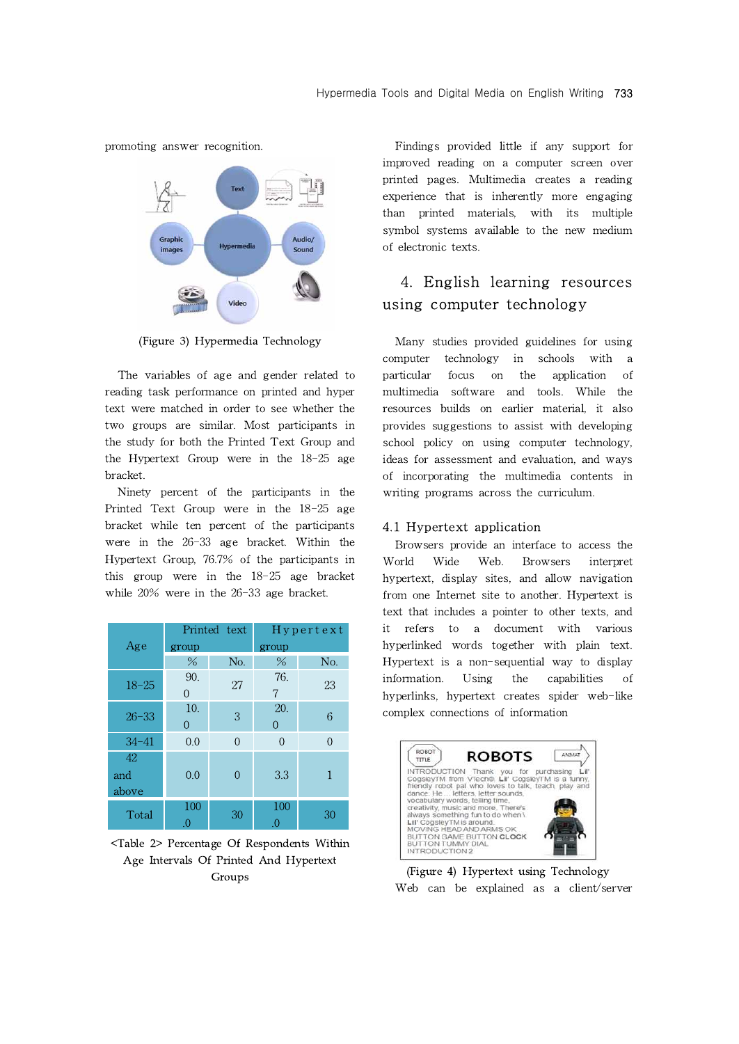promoting answer recognition.

(Figure 3) Hypermedia Technology

The variables of age and gender related to reading task performance on printed and hyper text were matched in order to see whether the two groups are similar. Most participants in the study for both the Printed Text Group and the Hypertext Group were in the 18-25 age bracket.

Ninety percent of the participants in the Printed Text Group were in the 18-25 age bracket while ten percent of the participants were in the 26-33 age bracket. Within the Hypertext Group, 76.7% of the participants in this group were in the 18-25 age bracket while 20% were in the 26-33 age bracket.

| Age | Printed text group | | Hypertext group | |
|---|---|---|---|---|
| | % | No. | % | No. |
| 18-25 | 90.0 | 27 | 76.7 | 23 |
| 26-33 | 10.0 | 3 | 20.0 | 6 |
| 34-41 | 0.0 | 0 | 0 | 0 |
| 42 and above | 0.0 | 0 | 3.3 | 1 |
| Total | 100.0 | 30 | 100.0 | 30 |

<Table 2> Percentage Of Respondents Within Age Intervals Of Printed And Hypertext Groups

Findings provided little if any support for improved reading on a computer screen over printed pages. Multimedia creates a reading experience that is inherently more engaging than printed materials, with its multiple symbol systems available to the new medium of electronic texts.

## 4. English learning resources using computer technology

Many studies provided guidelines for using computer technology in schools with a particular focus on the application of multimedia software and tools. While the resources builds on earlier material, it also provides suggestions to assist with developing school policy on using computer technology, ideas for assessment and evaluation, and ways of incorporating the multimedia contents in writing programs across the curriculum.

### 4.1 Hypertext application

Browsers provide an interface to access the World Wide Web. Browsers interpret hypertext, display sites, and allow navigation from one Internet site to another. Hypertext is text that includes a pointer to other texts, and it refers to a document with various hyperlinked words together with plain text. Hypertext is a non-sequential way to display information. Using the capabilities of hyperlinks, hypertext creates spider web-like complex connections of information

(Figure 4) Hypertext using Technology

Web can be explained as a client/server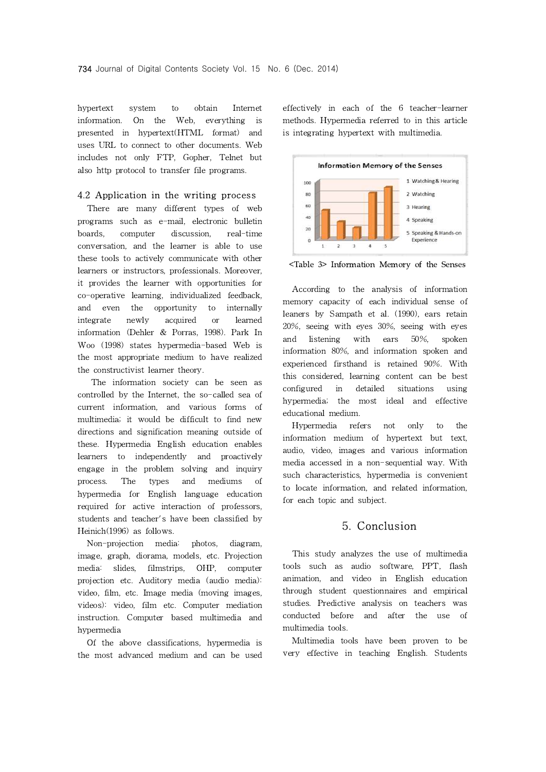hypertext system to obtain Internet information. On the Web, everything is presented in hypertext(HTML format) and uses URL to connect to other documents. Web includes not only FTP, Gopher, Telnet but also http protocol to transfer file programs.

### 4.2 Application in the writing process

There are many different types of web programs such as e-mail, electronic bulletin boards, computer discussion, real-time conversation, and the learner is able to use these tools to actively communicate with other learners or instructors, professionals. Moreover, it provides the learner with opportunities for co-operative learning, individualized feedback, and even the opportunity to internally integrate newly acquired or learned information (Dehler & Porras, 1998). Park In Woo (1998) states hypermedia-based Web is the most appropriate medium to have realized the constructivist learner theory.

The information society can be seen as controlled by the Internet, the so-called sea of current information, and various forms of multimedia; it would be difficult to find new directions and signification meaning outside of these. Hypermedia English education enables learners to independently and proactively engage in the problem solving and inquiry process. The types and mediums of hypermedia for English language education required for active interaction of professors, students and teacher's have been classified by Heinich(1996) as follows.

Non-projection media: photos, diagram, image, graph, diorama, models, etc. Projection media: slides, filmstrips, OHP, computer projection etc. Auditory media (audio media): video, film, etc. Image media (moving images, videos): video, film etc. Computer mediation instruction. Computer based multimedia and hypermedia

Of the above classifications, hypermedia is the most advanced medium and can be used effectively in each of the 6 teacher-learner methods. Hypermedia referred to in this article is integrating hypertext with multimedia.

<Table 3> Information Memory of the Senses

According to the analysis of information memory capacity of each individual sense of leaners by Sampath et al. (1990), ears retain 20%, seeing with eyes 30%, seeing with eyes and listening with ears 50%, spoken information 80%, and information spoken and experienced firsthand is retained 90%. With this considered, learning content can be best configured in detailed situations using hypermedia; the most ideal and effective educational medium.

Hypermedia refers not only to the information medium of hypertext but text, audio, video, images and various information media accessed in a non-sequential way. With such characteristics, hypermedia is convenient to locate information, and related information, for each topic and subject.

## 5. Conclusion

This study analyzes the use of multimedia tools such as audio software, PPT, flash animation, and video in English education through student questionnaires and empirical studies. Predictive analysis on teachers was conducted before and after the use of multimedia tools.

Multimedia tools have been proven to be very effective in teaching English. Students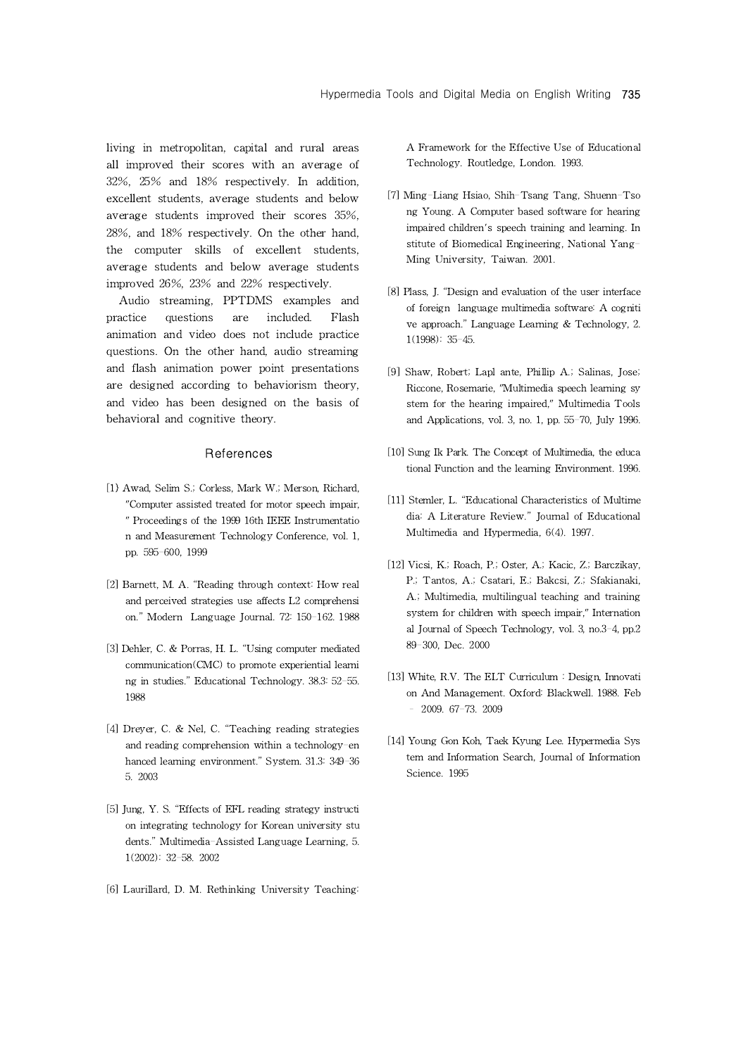living in metropolitan, capital and rural areas all improved their scores with an average of 32%, 25% and 18% respectively. In addition, excellent students, average students and below average students improved their scores 35%, 28%, and 18% respectively. On the other hand, the computer skills of excellent students, average students and below average students improved 26%, 23% and 22% respectively.

Audio streaming, PPTDMS examples and practice questions are included. Flash animation and video does not include practice questions. On the other hand, audio streaming and flash animation power point presentations are designed according to behaviorism theory, and video has been designed on the basis of behavioral and cognitive theory.

## References

[1] Awad, Selim S.; Corless, Mark W.; Merson, Richard, "Computer assisted treated for motor speech impair, " Proceedings of the 1999 16th IEEE Instrumentation and Measurement Technology Conference, vol. 1, pp. 595-600, 1999

[2] Barnett, M. A. "Reading through context: How real and perceived strategies use affects L2 comprehension." Modern Language Journal. 72: 150-162. 1988

[3] Dehler, C. & Porras, H. L. "Using computer mediated communication(CMC) to promote experiential learning in studies." Educational Technology. 38.3: 52-55. 1988

[4] Dreyer, C. & Nel, C. "Teaching reading strategies and reading comprehension within a technology-enhanced learning environment." System. 31.3: 349-365. 2003

[5] Jung, Y. S. "Effects of EFL reading strategy instruction on integrating technology for Korean university students." Multimedia-Assisted Language Learning, 5. 1(2002): 32-58. 2002

[6] Laurillard, D. M. Rethinking University Teaching: A Framework for the Effective Use of Educational Technology. Routledge, London. 1993.

[7] Ming-Liang Hsiao, Shih-Tsang Tang, Shuenn-Tsong Young. A Computer based software for hearing impaired children's speech training and learning. Institute of Biomedical Engineering, National Yang-Ming University, Taiwan. 2001.

[8] Plass, J. "Design and evaluation of the user interface of foreign language multimedia software: A cognitive approach." Language Learning & Technology, 2. 1(1998): 35-45.

[9] Shaw, Robert; Laplante, Phillip A.; Salinas, Jose; Riccone, Rosemarie, "Multimedia speech learning system for the hearing impaired," Multimedia Tools and Applications, vol. 3, no. 1, pp. 55-70, July 1996.

[10] Sung Ik Park. The Concept of Multimedia, the educational Function and the learning Environment. 1996.

[11] Stemler, L. "Educational Characteristics of Multimedia: A Literature Review." Journal of Educational Multimedia and Hypermedia, 6(4). 1997.

[12] Vicsi, K.; Roach, P.; Oster, A.; Kacic, Z.; Barczikay, P.; Tantos, A.; Csatari, E.; Bakcsi, Z.; Sfakianaki, A.; Multimedia, multilingual teaching and training system for children with speech impair," International Journal of Speech Technology, vol. 3, no.3-4, pp.289-300, Dec. 2000

[13] White, R.V. The ELT Curriculum : Design, Innovation And Management. Oxford: Blackwell. 1988. Feb - 2009. 67-73. 2009

[14] Young Gon Koh, Taek Kyung Lee. Hypermedia System and Information Search, Journal of Information Science. 1995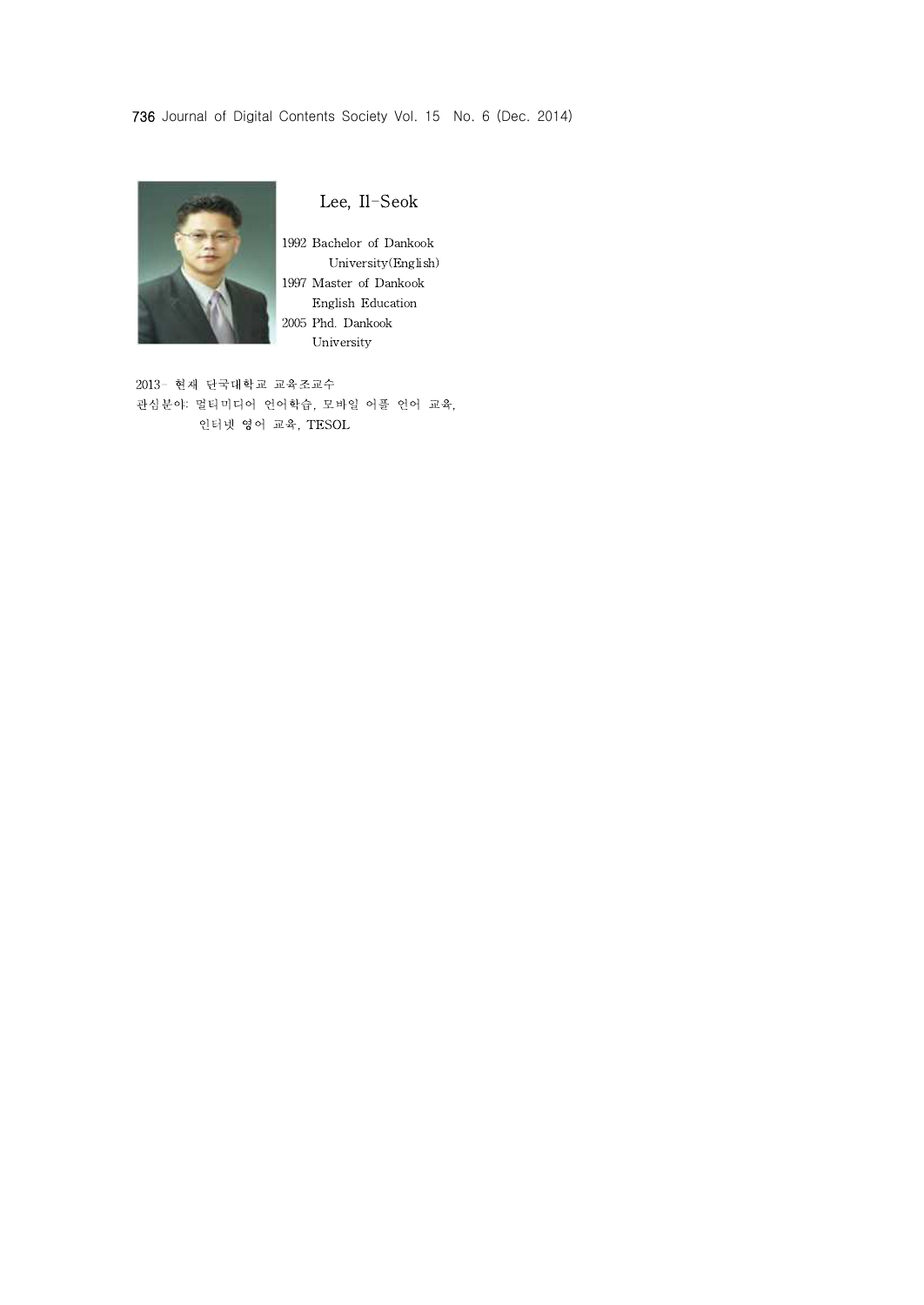Lee, Il-Seok

1992 Bachelor of Dankook University(English)
1997 Master of Dankook English Education
2005 Phd. Dankook University

2013- 현재 단국대학교 교육조교수
관심분야: 멀티미디어 언어학습, 모바일 어플 언어 교육, 인터넷 영어 교육, TESOL